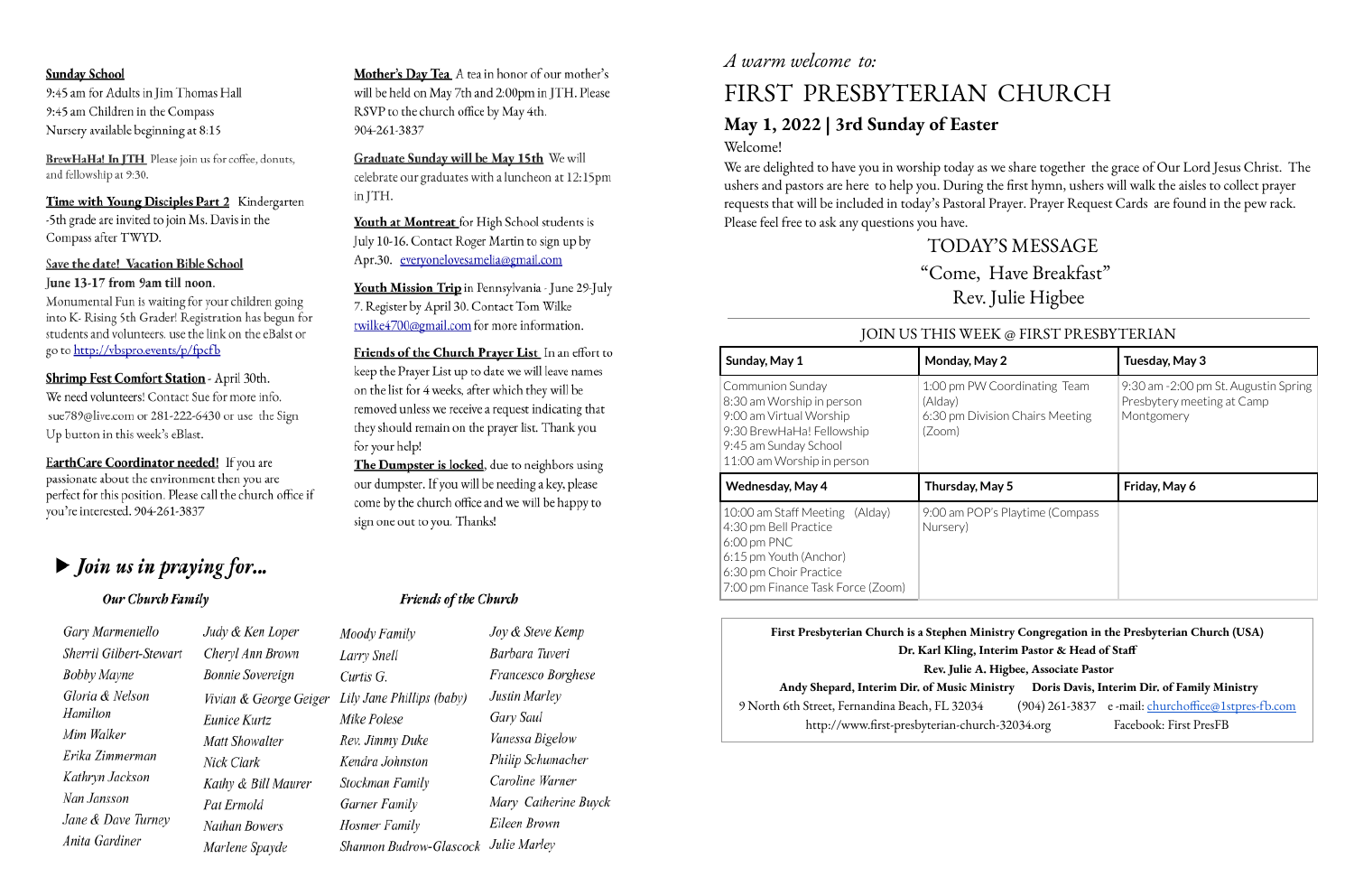**Sunday School**
9:45 am for Adults in Jim Thomas Hall
9:45 am Children in the Compass
Nursery available beginning at 8:15

**BrewHaHa! In JTH** Please join us for coffee, donuts, and fellowship at 9:30.

**Time with Young Disciples Part 2** Kindergarten -5th grade are invited to join Ms. Davis in the Compass after TWYD.

**Save the date! Vacation Bible School**
**June 13-17 from 9am till noon.**
Monumental Fun is waiting for your children going into K- Rising 5th Grader! Registration has begun for students and volunteers. use the link on the eBalst or go to http://vbspro.events/p/fpcfb

**Shrimp Fest Comfort Station** - April 30th. We need volunteers! Contact Sue for more info. sue789@live.com or 281-222-6430 or use the Sign Up button in this week's eBlast.

**EarthCare Coordinator needed!** If you are passionate about the environment then you are perfect for this position. Please call the church office if you're interested. 904-261-3837

**Mother's Day Tea** A tea in honor of our mother's will be held on May 7th and 2:00pm in JTH. Please RSVP to the church office by May 4th. 904-261-3837

**Graduate Sunday will be May 15th** We will celebrate our graduates with a luncheon at 12:15pm in JTH.

**Youth at Montreat** for High School students is July 10-16. Contact Roger Martin to sign up by Apr.30. everyonelovesamelia@gmail.com

**Youth Mission Trip** in Pennsylvania - June 29-July 7. Register by April 30. Contact Tom Wilke twilke4700@gmail.com for more information.

**Friends of the Church Prayer List** In an effort to keep the Prayer List up to date we will leave names on the list for 4 weeks, after which they will be removed unless we receive a request indicating that they should remain on the prayer list. Thank you for your help!

**The Dumpster is locked**, due to neighbors using our dumpster. If you will be needing a key, please come by the church office and we will be happy to sign one out to you. Thanks!

## ▶ *Join us in praying for...*

### *Our Church Family*

*Gary Marmeniello*
*Sherril Gilbert-Stewart*
*Bobby Mayne*
*Gloria & Nelson Hamilton*
*Mim Walker*
*Erika Zimmerman*
*Kathryn Jackson*
*Nan Jansson*
*Jane & Dave Turney*
*Anita Gardiner*
*Judy & Ken Loper*
*Cheryl Ann Brown*
*Bonnie Sovereign*
*Vivian & George Geiger*
*Eunice Kurtz*
*Matt Showalter*
*Nick Clark*
*Kathy & Bill Maurer*
*Pat Ermold*
*Nathan Bowers*
*Marlene Spayde*

### *Friends of the Church*

*Moody Family*
*Larry Snell*
*Curtis G.*
*Lily Jane Phillips (baby)*
*Mike Polese*
*Rev. Jimmy Duke*
*Kendra Johnston*
*Stockman Family*
*Garner Family*
*Hosmer Family*
*Shannon Budrow-Glascock*
*Joy & Steve Kemp*
*Barbara Tuveri*
*Francesco Borghese*
*Justin Marley*
*Gary Saul*
*Vanessa Bigelow*
*Philip Schumacher*
*Caroline Warner*
*Mary Catherine Buyck*
*Eileen Brown*
*Julie Marley*

*A warm welcome to:*

# FIRST PRESBYTERIAN CHURCH

## May 1, 2022 | 3rd Sunday of Easter

Welcome!

We are delighted to have you in worship today as we share together the grace of Our Lord Jesus Christ. The ushers and pastors are here to help you. During the first hymn, ushers will walk the aisles to collect prayer requests that will be included in today's Pastoral Prayer. Prayer Request Cards are found in the pew rack. Please feel free to ask any questions you have.

## TODAY'S MESSAGE

"Come, Have Breakfast"
Rev. Julie Higbee

### JOIN US THIS WEEK @ FIRST PRESBYTERIAN

| **Sunday, May 1** | **Monday, May 2** | **Tuesday, May 3** |
|---|---|---|
| Communion Sunday<br>8:30 am Worship in person<br>9:00 am Virtual Worship<br>9:30 BrewHaHa! Fellowship<br>9:45 am Sunday School<br>11:00 am Worship in person | 1:00 pm PW Coordinating Team (Alday)<br>6:30 pm Division Chairs Meeting (Zoom) | 9:30 am -2:00 pm St. Augustin Spring Presbytery meeting at Camp Montgomery |
| **Wednesday, May 4** | **Thursday, May 5** | **Friday, May 6** |
| 10:00 am Staff Meeting (Alday)<br>4:30 pm Bell Practice<br>6:00 pm PNC<br>6:15 pm Youth (Anchor)<br>6:30 pm Choir Practice<br>7:00 pm Finance Task Force (Zoom) | 9:00 am POP's Playtime (Compass Nursery) | |

**First Presbyterian Church is a Stephen Ministry Congregation in the Presbyterian Church (USA)**
**Dr. Karl Kling, Interim Pastor & Head of Staff**
**Rev. Julie A. Higbee, Associate Pastor**
**Andy Shepard, Interim Dir. of Music Ministry** **Doris Davis, Interim Dir. of Family Ministry**
9 North 6th Street, Fernandina Beach, FL 32034 (904) 261-3837 e-mail: churchoffice@1stpres-fb.com
http://www.first-presbyterian-church-32034.org Facebook: First PresFB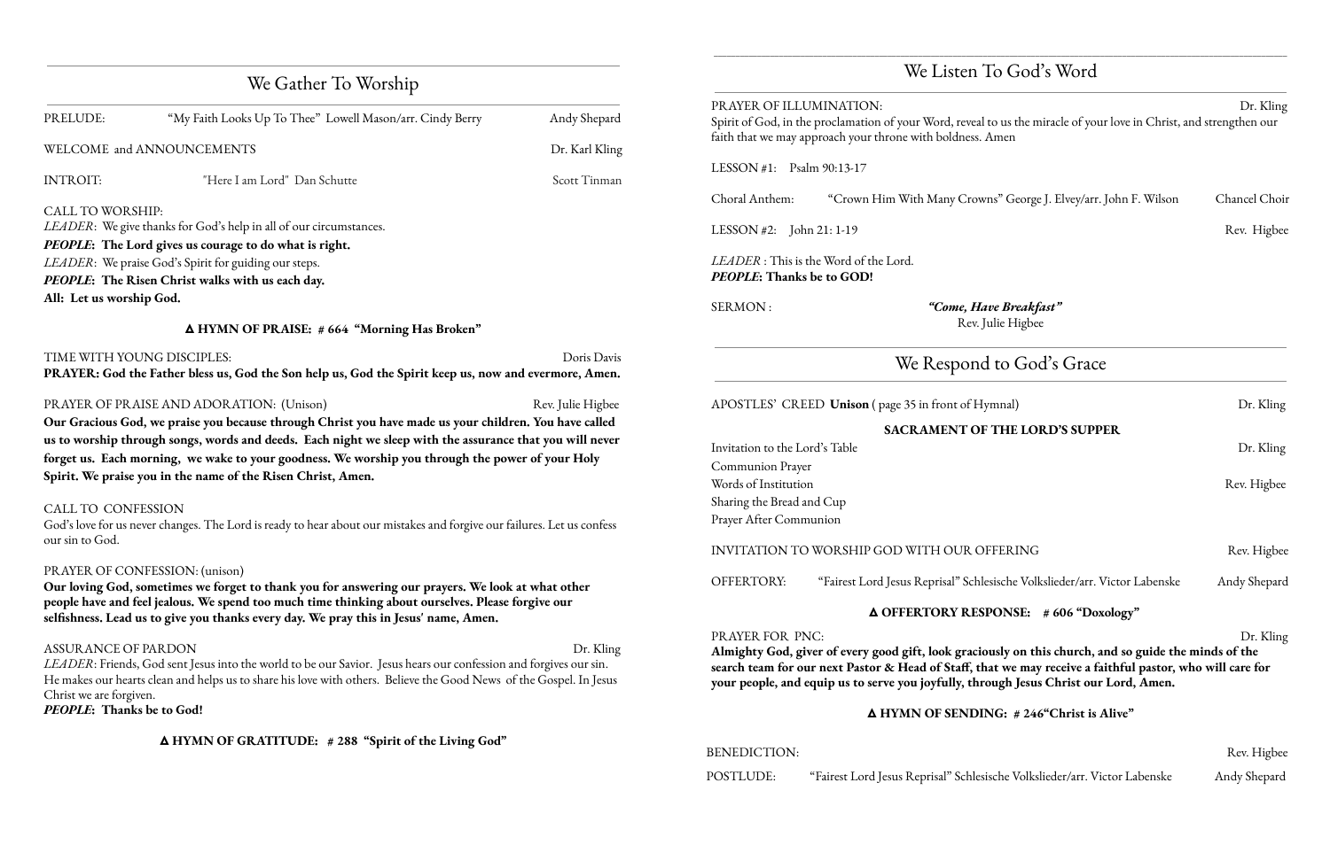## We Gather To Worship

PRELUDE: "My Faith Looks Up To Thee" Lowell Mason/arr. Cindy Berry — Andy Shepard

WELCOME and ANNOUNCEMENTS — Dr. Karl Kling

INTROIT: "Here I am Lord" Dan Schutte — Scott Tinman

CALL TO WORSHIP:
*LEADER*: We give thanks for God's help in all of our circumstances.
***PEOPLE*: The Lord gives us courage to do what is right.**
*LEADER*: We praise God's Spirit for guiding our steps.
***PEOPLE*: The Risen Christ walks with us each day.**
**All: Let us worship God.**

**∆ HYMN OF PRAISE: # 664 "Morning Has Broken"**

TIME WITH YOUNG DISCIPLES: Doris Davis
**PRAYER: God the Father bless us, God the Son help us, God the Spirit keep us, now and evermore, Amen.**

PRAYER OF PRAISE AND ADORATION: (Unison) — Rev. Julie Higbee
**Our Gracious God, we praise you because through Christ you have made us your children. You have called us to worship through songs, words and deeds. Each night we sleep with the assurance that you will never forget us. Each morning, we wake to your goodness. We worship you through the power of your Holy Spirit. We praise you in the name of the Risen Christ, Amen.**

CALL TO CONFESSION
God's love for us never changes. The Lord is ready to hear about our mistakes and forgive our failures. Let us confess our sin to God.

PRAYER OF CONFESSION: (unison)
**Our loving God, sometimes we forget to thank you for answering our prayers. We look at what other people have and feel jealous. We spend too much time thinking about ourselves. Please forgive our selfishness. Lead us to give you thanks every day. We pray this in Jesus' name, Amen.**

ASSURANCE OF PARDON — Dr. Kling
*LEADER*: Friends, God sent Jesus into the world to be our Savior. Jesus hears our confession and forgives our sin. He makes our hearts clean and helps us to share his love with others. Believe the Good News of the Gospel. In Jesus Christ we are forgiven.
***PEOPLE*: Thanks be to God!**

**∆ HYMN OF GRATITUDE: # 288 "Spirit of the Living God"**

## We Listen To God's Word

PRAYER OF ILLUMINATION: — Dr. Kling
Spirit of God, in the proclamation of your Word, reveal to us the miracle of your love in Christ, and strengthen our faith that we may approach your throne with boldness. Amen

LESSON #1: Psalm 90:13-17

Choral Anthem: "Crown Him With Many Crowns" George J. Elvey/arr. John F. Wilson — Chancel Choir

LESSON #2: John 21: 1-19 — Rev. Higbee

*LEADER* : This is the Word of the Lord.
***PEOPLE*: Thanks be to GOD!**

SERMON : ***"Come, Have Breakfast"***
Rev. Julie Higbee

## We Respond to God's Grace

APOSTLES' CREED **Unison** ( page 35 in front of Hymnal) — Dr. Kling

**SACRAMENT OF THE LORD'S SUPPER**

Invitation to the Lord's Table — Dr. Kling
Communion Prayer
Words of Institution — Rev. Higbee
Sharing the Bread and Cup
Prayer After Communion

INVITATION TO WORSHIP GOD WITH OUR OFFERING — Rev. Higbee

OFFERTORY: "Fairest Lord Jesus Reprisal" Schleisiche Volkslieder/arr. Victor Labenske — Andy Shepard

**∆ OFFERTORY RESPONSE: # 606 "Doxology"**

PRAYER FOR PNC: — Dr. Kling
**Almighty God, giver of every good gift, look graciously on this church, and so guide the minds of the search team for our next Pastor & Head of Staff, that we may receive a faithful pastor, who will care for your people, and equip us to serve you joyfully, through Jesus Christ our Lord, Amen.**

**∆ HYMN OF SENDING: # 246"Christ is Alive"**

BENEDICTION: — Rev. Higbee

POSTLUDE: "Fairest Lord Jesus Reprisal" Schlesische Volkslieder/arr. Victor Labenske — Andy Shepard